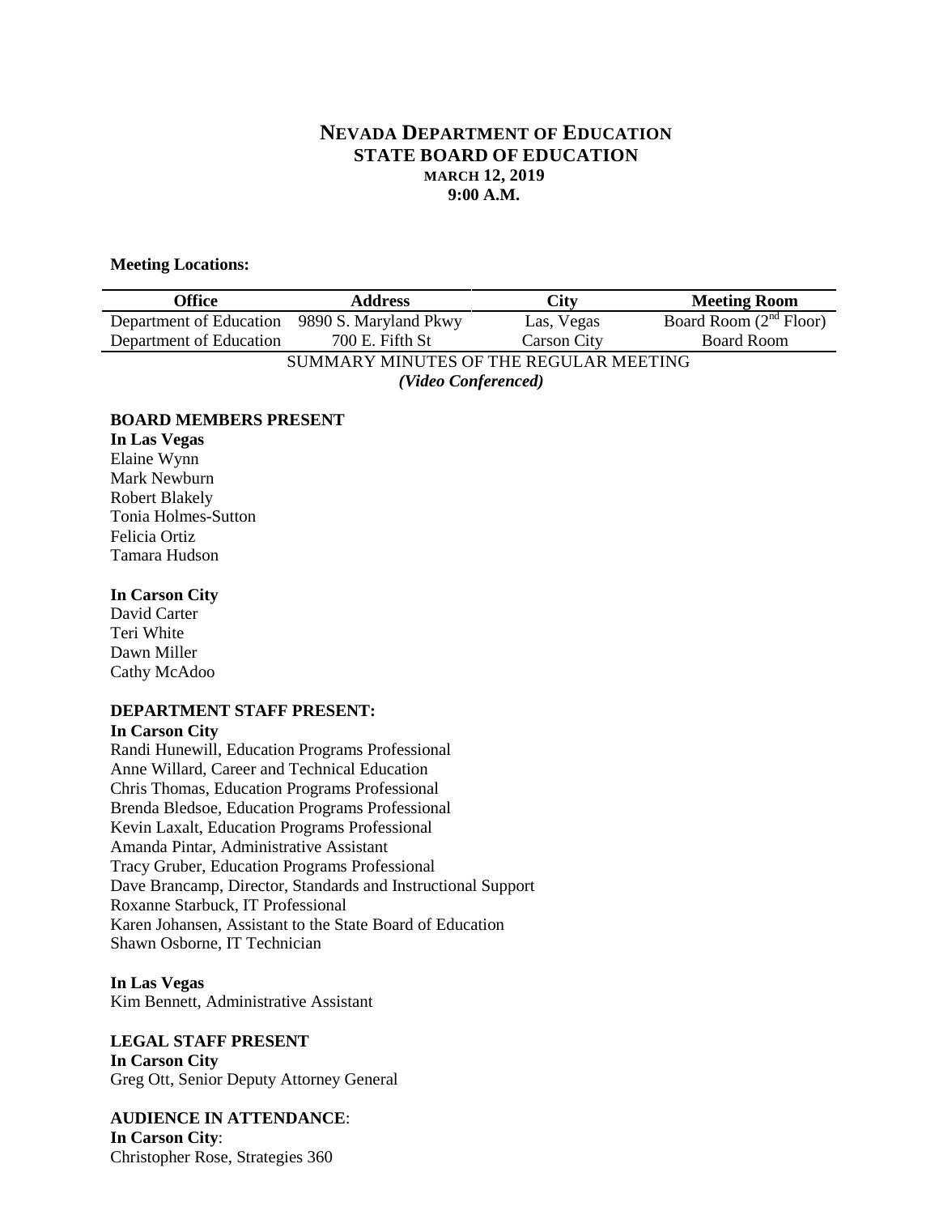# NEVADA DEPARTMENT OF EDUCATION
## STATE BOARD OF EDUCATION
### MARCH 12, 2019
### 9:00 A.M.

**Meeting Locations:**

| Office | Address | City | Meeting Room |
|---|---|---|---|
| Department of Education | 9890 S. Maryland Pkwy | Las, Vegas | Board Room (2nd Floor) |
| Department of Education | 700 E. Fifth St | Carson City | Board Room |

SUMMARY MINUTES OF THE REGULAR MEETING
*(Video Conferenced)*

**BOARD MEMBERS PRESENT**
**In Las Vegas**
Elaine Wynn
Mark Newburn
Robert Blakely
Tonia Holmes-Sutton
Felicia Ortiz
Tamara Hudson

**In Carson City**
David Carter
Teri White
Dawn Miller
Cathy McAdoo

**DEPARTMENT STAFF PRESENT:**
**In Carson City**
Randi Hunewill, Education Programs Professional
Anne Willard, Career and Technical Education
Chris Thomas, Education Programs Professional
Brenda Bledsoe, Education Programs Professional
Kevin Laxalt, Education Programs Professional
Amanda Pintar, Administrative Assistant
Tracy Gruber, Education Programs Professional
Dave Brancamp, Director, Standards and Instructional Support
Roxanne Starbuck, IT Professional
Karen Johansen, Assistant to the State Board of Education
Shawn Osborne, IT Technician

**In Las Vegas**
Kim Bennett, Administrative Assistant

**LEGAL STAFF PRESENT**
**In Carson City**
Greg Ott, Senior Deputy Attorney General

**AUDIENCE IN ATTENDANCE**:
**In Carson City**:
Christopher Rose, Strategies 360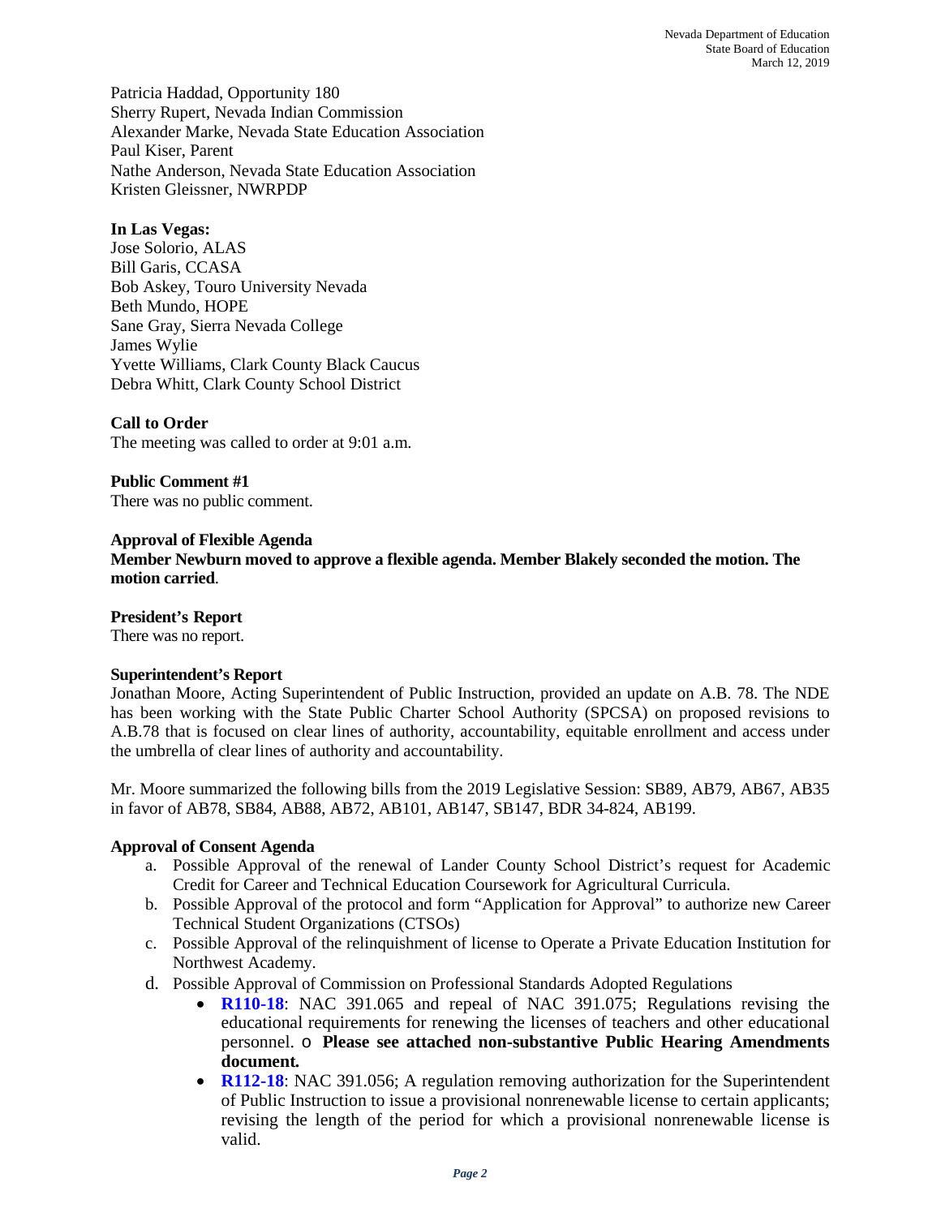Patricia Haddad, Opportunity 180
Sherry Rupert, Nevada Indian Commission
Alexander Marke, Nevada State Education Association
Paul Kiser, Parent
Nathe Anderson, Nevada State Education Association
Kristen Gleissner, NWRPDP

**In Las Vegas:**
Jose Solorio, ALAS
Bill Garis, CCASA
Bob Askey, Touro University Nevada
Beth Mundo, HOPE
Sane Gray, Sierra Nevada College
James Wylie
Yvette Williams, Clark County Black Caucus
Debra Whitt, Clark County School District

**Call to Order**
The meeting was called to order at 9:01 a.m.

**Public Comment #1**
There was no public comment.

**Approval of Flexible Agenda**
**Member Newburn moved to approve a flexible agenda. Member Blakely seconded the motion. The motion carried**.

**President's Report**
There was no report.

**Superintendent's Report**
Jonathan Moore, Acting Superintendent of Public Instruction, provided an update on A.B. 78. The NDE has been working with the State Public Charter School Authority (SPCSA) on proposed revisions to A.B.78 that is focused on clear lines of authority, accountability, equitable enrollment and access under the umbrella of clear lines of authority and accountability.

Mr. Moore summarized the following bills from the 2019 Legislative Session: SB89, AB79, AB67, AB35 in favor of AB78, SB84, AB88, AB72, AB101, AB147, SB147, BDR 34-824, AB199.

**Approval of Consent Agenda**

a. Possible Approval of the renewal of Lander County School District's request for Academic Credit for Career and Technical Education Coursework for Agricultural Curricula.
b. Possible Approval of the protocol and form "Application for Approval" to authorize new Career Technical Student Organizations (CTSOs)
c. Possible Approval of the relinquishment of license to Operate a Private Education Institution for Northwest Academy.
d. Possible Approval of Commission on Professional Standards Adopted Regulations
    - **R110-18**: NAC 391.065 and repeal of NAC 391.075; Regulations revising the educational requirements for renewing the licenses of teachers and other educational personnel. o **Please see attached non-substantive Public Hearing Amendments document.**
    - **R112-18**: NAC 391.056; A regulation removing authorization for the Superintendent of Public Instruction to issue a provisional nonrenewable license to certain applicants; revising the length of the period for which a provisional nonrenewable license is valid.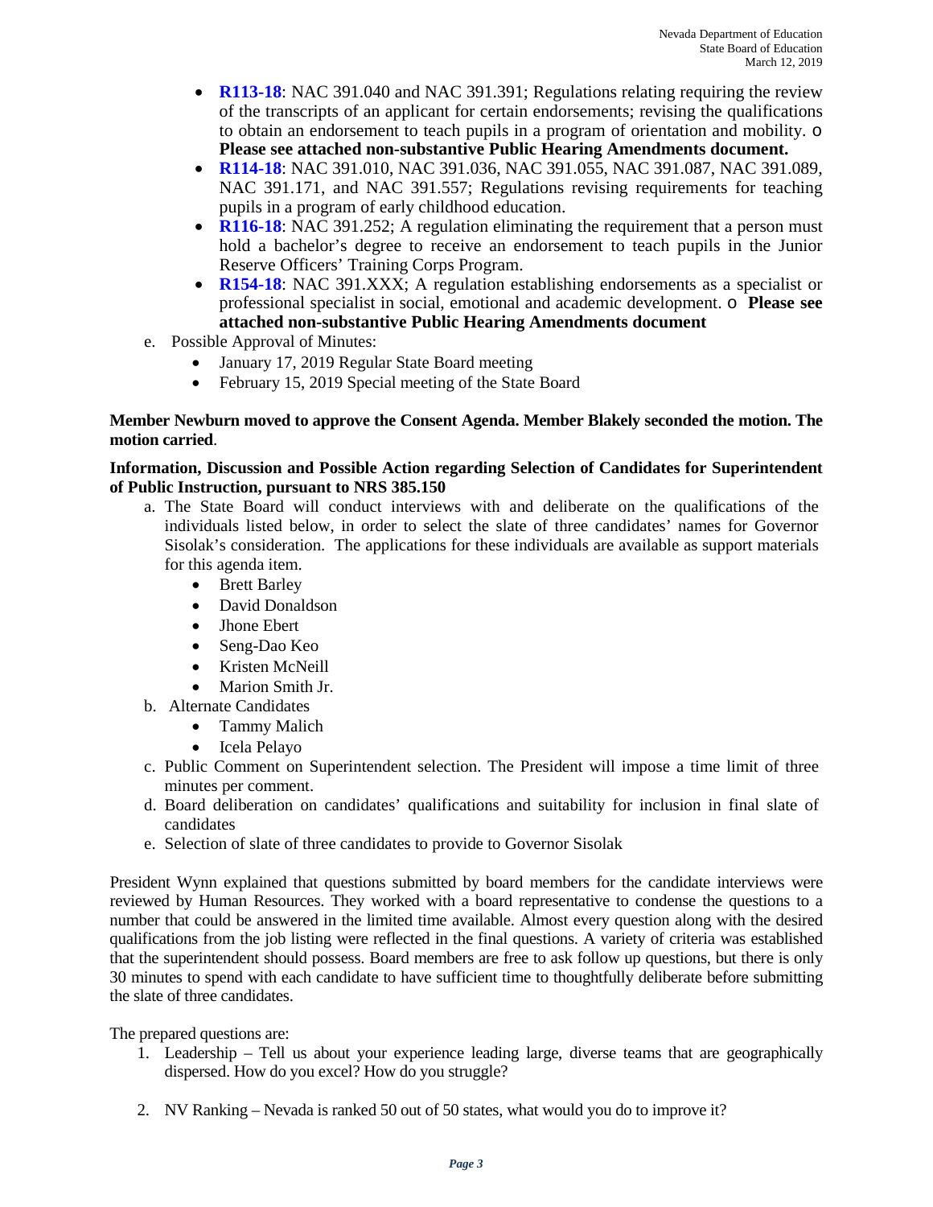- **R113-18**: NAC 391.040 and NAC 391.391; Regulations relating requiring the review of the transcripts of an applicant for certain endorsements; revising the qualifications to obtain an endorsement to teach pupils in a program of orientation and mobility. o **Please see attached non-substantive Public Hearing Amendments document.**
- **R114-18**: NAC 391.010, NAC 391.036, NAC 391.055, NAC 391.087, NAC 391.089, NAC 391.171, and NAC 391.557; Regulations revising requirements for teaching pupils in a program of early childhood education.
- **R116-18**: NAC 391.252; A regulation eliminating the requirement that a person must hold a bachelor's degree to receive an endorsement to teach pupils in the Junior Reserve Officers' Training Corps Program.
- **R154-18**: NAC 391.XXX; A regulation establishing endorsements as a specialist or professional specialist in social, emotional and academic development. o **Please see attached non-substantive Public Hearing Amendments document**

e. Possible Approval of Minutes:
   - January 17, 2019 Regular State Board meeting
   - February 15, 2019 Special meeting of the State Board

**Member Newburn moved to approve the Consent Agenda. Member Blakely seconded the motion. The motion carried**.

**Information, Discussion and Possible Action regarding Selection of Candidates for Superintendent of Public Instruction, pursuant to NRS 385.150**

a. The State Board will conduct interviews with and deliberate on the qualifications of the individuals listed below, in order to select the slate of three candidates' names for Governor Sisolak's consideration. The applications for these individuals are available as support materials for this agenda item.
   - Brett Barley
   - David Donaldson
   - Jhone Ebert
   - Seng-Dao Keo
   - Kristen McNeill
   - Marion Smith Jr.

b. Alternate Candidates
   - Tammy Malich
   - Icela Pelayo

c. Public Comment on Superintendent selection. The President will impose a time limit of three minutes per comment.

d. Board deliberation on candidates' qualifications and suitability for inclusion in final slate of candidates

e. Selection of slate of three candidates to provide to Governor Sisolak

President Wynn explained that questions submitted by board members for the candidate interviews were reviewed by Human Resources. They worked with a board representative to condense the questions to a number that could be answered in the limited time available. Almost every question along with the desired qualifications from the job listing were reflected in the final questions. A variety of criteria was established that the superintendent should possess. Board members are free to ask follow up questions, but there is only 30 minutes to spend with each candidate to have sufficient time to thoughtfully deliberate before submitting the slate of three candidates.

The prepared questions are:

1. Leadership – Tell us about your experience leading large, diverse teams that are geographically dispersed. How do you excel? How do you struggle?

2. NV Ranking – Nevada is ranked 50 out of 50 states, what would you do to improve it?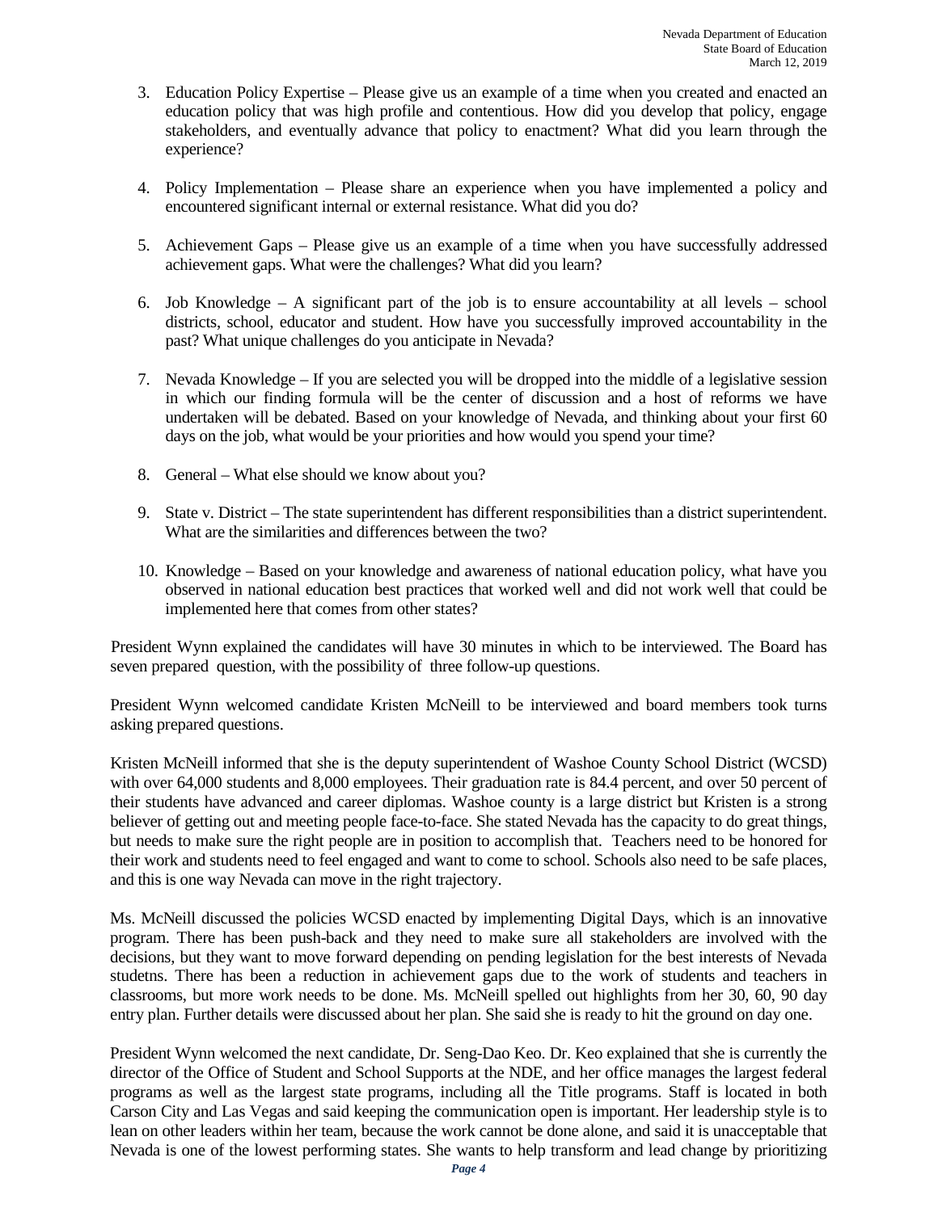3. Education Policy Expertise – Please give us an example of a time when you created and enacted an education policy that was high profile and contentious. How did you develop that policy, engage stakeholders, and eventually advance that policy to enactment? What did you learn through the experience?

4. Policy Implementation – Please share an experience when you have implemented a policy and encountered significant internal or external resistance. What did you do?

5. Achievement Gaps – Please give us an example of a time when you have successfully addressed achievement gaps. What were the challenges? What did you learn?

6. Job Knowledge – A significant part of the job is to ensure accountability at all levels – school districts, school, educator and student. How have you successfully improved accountability in the past? What unique challenges do you anticipate in Nevada?

7. Nevada Knowledge – If you are selected you will be dropped into the middle of a legislative session in which our finding formula will be the center of discussion and a host of reforms we have undertaken will be debated. Based on your knowledge of Nevada, and thinking about your first 60 days on the job, what would be your priorities and how would you spend your time?

8. General – What else should we know about you?

9. State v. District – The state superintendent has different responsibilities than a district superintendent. What are the similarities and differences between the two?

10. Knowledge – Based on your knowledge and awareness of national education policy, what have you observed in national education best practices that worked well and did not work well that could be implemented here that comes from other states?

President Wynn explained the candidates will have 30 minutes in which to be interviewed. The Board has seven prepared question, with the possibility of three follow-up questions.

President Wynn welcomed candidate Kristen McNeill to be interviewed and board members took turns asking prepared questions.

Kristen McNeill informed that she is the deputy superintendent of Washoe County School District (WCSD) with over 64,000 students and 8,000 employees. Their graduation rate is 84.4 percent, and over 50 percent of their students have advanced and career diplomas. Washoe county is a large district but Kristen is a strong believer of getting out and meeting people face-to-face. She stated Nevada has the capacity to do great things, but needs to make sure the right people are in position to accomplish that. Teachers need to be honored for their work and students need to feel engaged and want to come to school. Schools also need to be safe places, and this is one way Nevada can move in the right trajectory.

Ms. McNeill discussed the policies WCSD enacted by implementing Digital Days, which is an innovative program. There has been push-back and they need to make sure all stakeholders are involved with the decisions, but they want to move forward depending on pending legislation for the best interests of Nevada studetns. There has been a reduction in achievement gaps due to the work of students and teachers in classrooms, but more work needs to be done. Ms. McNeill spelled out highlights from her 30, 60, 90 day entry plan. Further details were discussed about her plan. She said she is ready to hit the ground on day one.

President Wynn welcomed the next candidate, Dr. Seng-Dao Keo. Dr. Keo explained that she is currently the director of the Office of Student and School Supports at the NDE, and her office manages the largest federal programs as well as the largest state programs, including all the Title programs. Staff is located in both Carson City and Las Vegas and said keeping the communication open is important. Her leadership style is to lean on other leaders within her team, because the work cannot be done alone, and said it is unacceptable that Nevada is one of the lowest performing states. She wants to help transform and lead change by prioritizing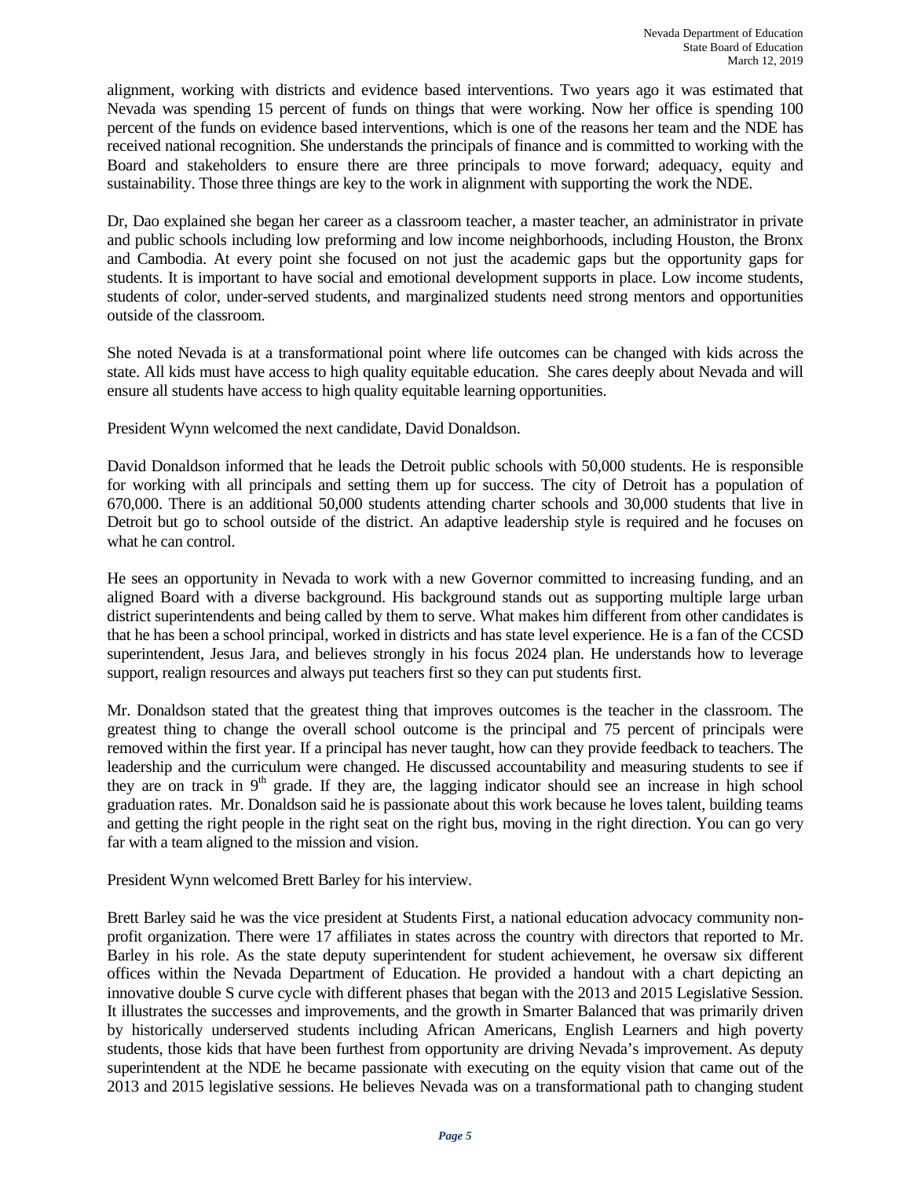alignment, working with districts and evidence based interventions. Two years ago it was estimated that Nevada was spending 15 percent of funds on things that were working. Now her office is spending 100 percent of the funds on evidence based interventions, which is one of the reasons her team and the NDE has received national recognition. She understands the principals of finance and is committed to working with the Board and stakeholders to ensure there are three principals to move forward; adequacy, equity and sustainability. Those three things are key to the work in alignment with supporting the work the NDE.

Dr, Dao explained she began her career as a classroom teacher, a master teacher, an administrator in private and public schools including low preforming and low income neighborhoods, including Houston, the Bronx and Cambodia. At every point she focused on not just the academic gaps but the opportunity gaps for students. It is important to have social and emotional development supports in place. Low income students, students of color, under-served students, and marginalized students need strong mentors and opportunities outside of the classroom.

She noted Nevada is at a transformational point where life outcomes can be changed with kids across the state. All kids must have access to high quality equitable education. She cares deeply about Nevada and will ensure all students have access to high quality equitable learning opportunities.

President Wynn welcomed the next candidate, David Donaldson.

David Donaldson informed that he leads the Detroit public schools with 50,000 students. He is responsible for working with all principals and setting them up for success. The city of Detroit has a population of 670,000. There is an additional 50,000 students attending charter schools and 30,000 students that live in Detroit but go to school outside of the district. An adaptive leadership style is required and he focuses on what he can control.

He sees an opportunity in Nevada to work with a new Governor committed to increasing funding, and an aligned Board with a diverse background. His background stands out as supporting multiple large urban district superintendents and being called by them to serve. What makes him different from other candidates is that he has been a school principal, worked in districts and has state level experience. He is a fan of the CCSD superintendent, Jesus Jara, and believes strongly in his focus 2024 plan. He understands how to leverage support, realign resources and always put teachers first so they can put students first.

Mr. Donaldson stated that the greatest thing that improves outcomes is the teacher in the classroom. The greatest thing to change the overall school outcome is the principal and 75 percent of principals were removed within the first year. If a principal has never taught, how can they provide feedback to teachers. The leadership and the curriculum were changed. He discussed accountability and measuring students to see if they are on track in 9th grade. If they are, the lagging indicator should see an increase in high school graduation rates. Mr. Donaldson said he is passionate about this work because he loves talent, building teams and getting the right people in the right seat on the right bus, moving in the right direction. You can go very far with a team aligned to the mission and vision.

President Wynn welcomed Brett Barley for his interview.

Brett Barley said he was the vice president at Students First, a national education advocacy community non-profit organization. There were 17 affiliates in states across the country with directors that reported to Mr. Barley in his role. As the state deputy superintendent for student achievement, he oversaw six different offices within the Nevada Department of Education. He provided a handout with a chart depicting an innovative double S curve cycle with different phases that began with the 2013 and 2015 Legislative Session. It illustrates the successes and improvements, and the growth in Smarter Balanced that was primarily driven by historically underserved students including African Americans, English Learners and high poverty students, those kids that have been furthest from opportunity are driving Nevada's improvement. As deputy superintendent at the NDE he became passionate with executing on the equity vision that came out of the 2013 and 2015 legislative sessions. He believes Nevada was on a transformational path to changing student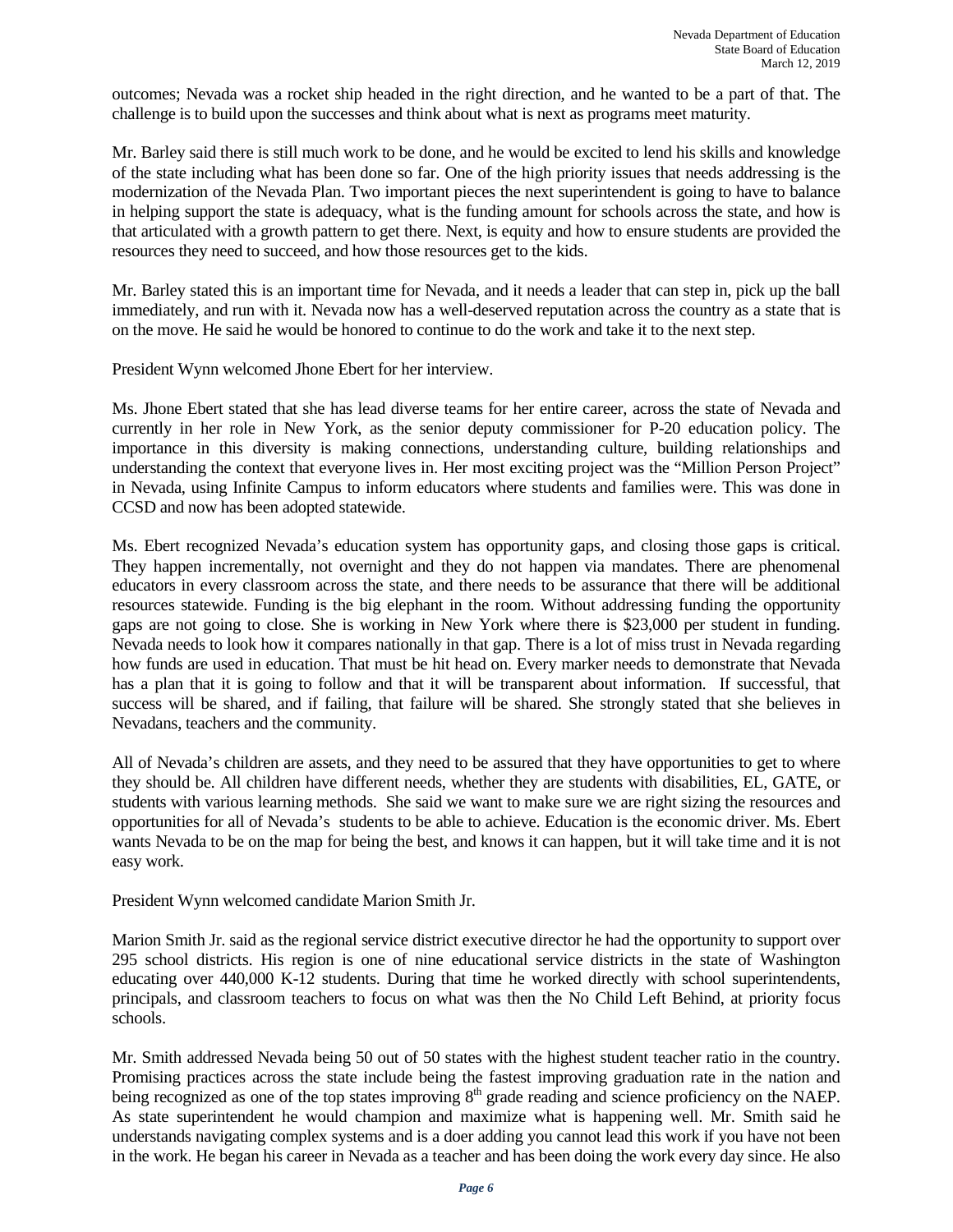outcomes; Nevada was a rocket ship headed in the right direction, and he wanted to be a part of that. The challenge is to build upon the successes and think about what is next as programs meet maturity.

Mr. Barley said there is still much work to be done, and he would be excited to lend his skills and knowledge of the state including what has been done so far. One of the high priority issues that needs addressing is the modernization of the Nevada Plan. Two important pieces the next superintendent is going to have to balance in helping support the state is adequacy, what is the funding amount for schools across the state, and how is that articulated with a growth pattern to get there. Next, is equity and how to ensure students are provided the resources they need to succeed, and how those resources get to the kids.

Mr. Barley stated this is an important time for Nevada, and it needs a leader that can step in, pick up the ball immediately, and run with it. Nevada now has a well-deserved reputation across the country as a state that is on the move. He said he would be honored to continue to do the work and take it to the next step.

President Wynn welcomed Jhone Ebert for her interview.

Ms. Jhone Ebert stated that she has lead diverse teams for her entire career, across the state of Nevada and currently in her role in New York, as the senior deputy commissioner for P-20 education policy. The importance in this diversity is making connections, understanding culture, building relationships and understanding the context that everyone lives in. Her most exciting project was the "Million Person Project" in Nevada, using Infinite Campus to inform educators where students and families were. This was done in CCSD and now has been adopted statewide.

Ms. Ebert recognized Nevada's education system has opportunity gaps, and closing those gaps is critical. They happen incrementally, not overnight and they do not happen via mandates. There are phenomenal educators in every classroom across the state, and there needs to be assurance that there will be additional resources statewide. Funding is the big elephant in the room. Without addressing funding the opportunity gaps are not going to close. She is working in New York where there is $23,000 per student in funding. Nevada needs to look how it compares nationally in that gap. There is a lot of miss trust in Nevada regarding how funds are used in education. That must be hit head on. Every marker needs to demonstrate that Nevada has a plan that it is going to follow and that it will be transparent about information. If successful, that success will be shared, and if failing, that failure will be shared. She strongly stated that she believes in Nevadans, teachers and the community.

All of Nevada's children are assets, and they need to be assured that they have opportunities to get to where they should be. All children have different needs, whether they are students with disabilities, EL, GATE, or students with various learning methods. She said we want to make sure we are right sizing the resources and opportunities for all of Nevada's students to be able to achieve. Education is the economic driver. Ms. Ebert wants Nevada to be on the map for being the best, and knows it can happen, but it will take time and it is not easy work.

President Wynn welcomed candidate Marion Smith Jr.

Marion Smith Jr. said as the regional service district executive director he had the opportunity to support over 295 school districts. His region is one of nine educational service districts in the state of Washington educating over 440,000 K-12 students. During that time he worked directly with school superintendents, principals, and classroom teachers to focus on what was then the No Child Left Behind, at priority focus schools.

Mr. Smith addressed Nevada being 50 out of 50 states with the highest student teacher ratio in the country. Promising practices across the state include being the fastest improving graduation rate in the nation and being recognized as one of the top states improving 8th grade reading and science proficiency on the NAEP. As state superintendent he would champion and maximize what is happening well. Mr. Smith said he understands navigating complex systems and is a doer adding you cannot lead this work if you have not been in the work. He began his career in Nevada as a teacher and has been doing the work every day since. He also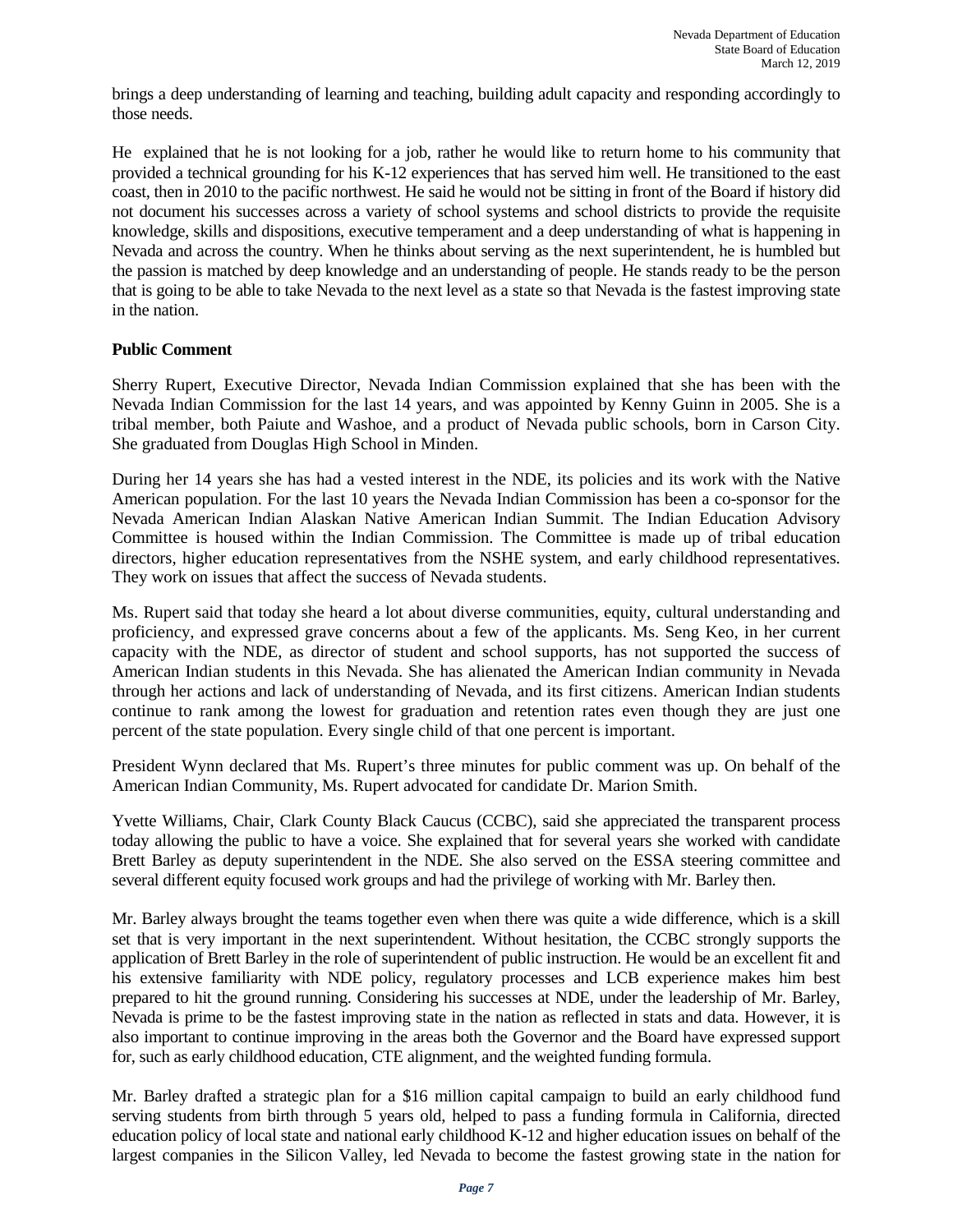brings a deep understanding of learning and teaching, building adult capacity and responding accordingly to those needs.

He explained that he is not looking for a job, rather he would like to return home to his community that provided a technical grounding for his K-12 experiences that has served him well. He transitioned to the east coast, then in 2010 to the pacific northwest. He said he would not be sitting in front of the Board if history did not document his successes across a variety of school systems and school districts to provide the requisite knowledge, skills and dispositions, executive temperament and a deep understanding of what is happening in Nevada and across the country. When he thinks about serving as the next superintendent, he is humbled but the passion is matched by deep knowledge and an understanding of people. He stands ready to be the person that is going to be able to take Nevada to the next level as a state so that Nevada is the fastest improving state in the nation.

**Public Comment**

Sherry Rupert, Executive Director, Nevada Indian Commission explained that she has been with the Nevada Indian Commission for the last 14 years, and was appointed by Kenny Guinn in 2005. She is a tribal member, both Paiute and Washoe, and a product of Nevada public schools, born in Carson City. She graduated from Douglas High School in Minden.

During her 14 years she has had a vested interest in the NDE, its policies and its work with the Native American population. For the last 10 years the Nevada Indian Commission has been a co-sponsor for the Nevada American Indian Alaskan Native American Indian Summit. The Indian Education Advisory Committee is housed within the Indian Commission. The Committee is made up of tribal education directors, higher education representatives from the NSHE system, and early childhood representatives. They work on issues that affect the success of Nevada students.

Ms. Rupert said that today she heard a lot about diverse communities, equity, cultural understanding and proficiency, and expressed grave concerns about a few of the applicants. Ms. Seng Keo, in her current capacity with the NDE, as director of student and school supports, has not supported the success of American Indian students in this Nevada. She has alienated the American Indian community in Nevada through her actions and lack of understanding of Nevada, and its first citizens. American Indian students continue to rank among the lowest for graduation and retention rates even though they are just one percent of the state population. Every single child of that one percent is important.

President Wynn declared that Ms. Rupert's three minutes for public comment was up. On behalf of the American Indian Community, Ms. Rupert advocated for candidate Dr. Marion Smith.

Yvette Williams, Chair, Clark County Black Caucus (CCBC), said she appreciated the transparent process today allowing the public to have a voice. She explained that for several years she worked with candidate Brett Barley as deputy superintendent in the NDE. She also served on the ESSA steering committee and several different equity focused work groups and had the privilege of working with Mr. Barley then.

Mr. Barley always brought the teams together even when there was quite a wide difference, which is a skill set that is very important in the next superintendent. Without hesitation, the CCBC strongly supports the application of Brett Barley in the role of superintendent of public instruction. He would be an excellent fit and his extensive familiarity with NDE policy, regulatory processes and LCB experience makes him best prepared to hit the ground running. Considering his successes at NDE, under the leadership of Mr. Barley, Nevada is prime to be the fastest improving state in the nation as reflected in stats and data. However, it is also important to continue improving in the areas both the Governor and the Board have expressed support for, such as early childhood education, CTE alignment, and the weighted funding formula.

Mr. Barley drafted a strategic plan for a $16 million capital campaign to build an early childhood fund serving students from birth through 5 years old, helped to pass a funding formula in California, directed education policy of local state and national early childhood K-12 and higher education issues on behalf of the largest companies in the Silicon Valley, led Nevada to become the fastest growing state in the nation for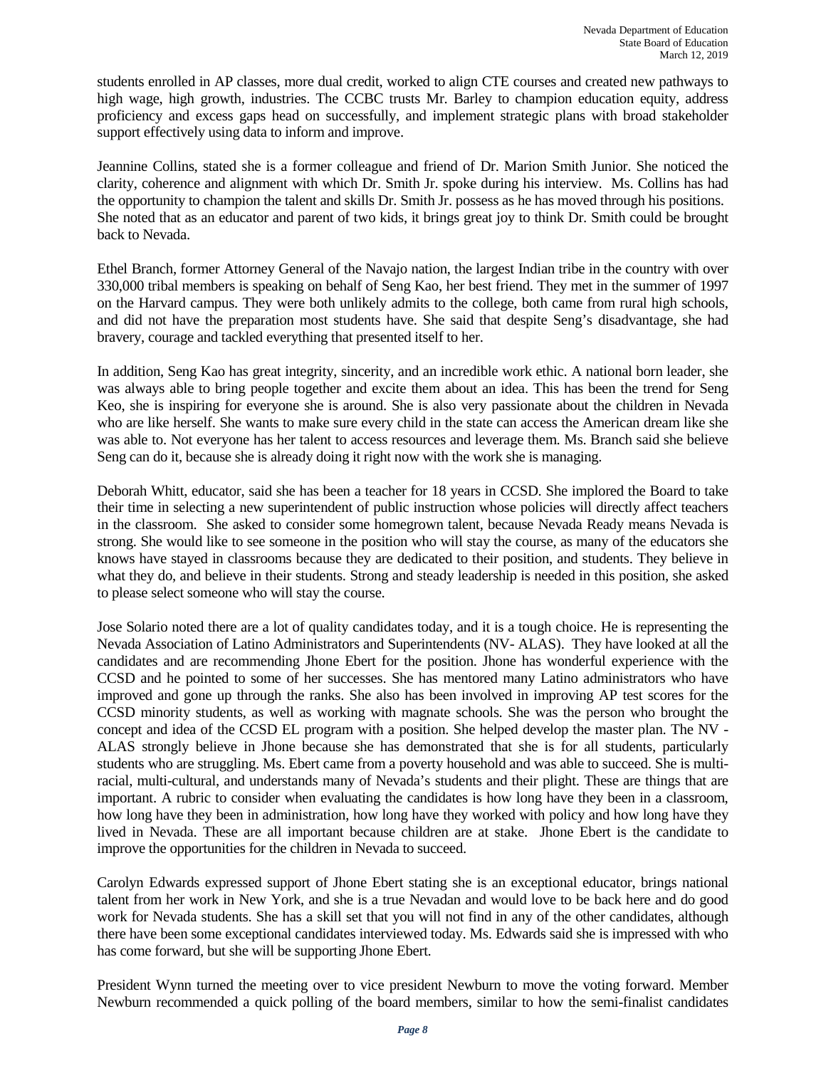students enrolled in AP classes, more dual credit, worked to align CTE courses and created new pathways to high wage, high growth, industries. The CCBC trusts Mr. Barley to champion education equity, address proficiency and excess gaps head on successfully, and implement strategic plans with broad stakeholder support effectively using data to inform and improve.

Jeannine Collins, stated she is a former colleague and friend of Dr. Marion Smith Junior. She noticed the clarity, coherence and alignment with which Dr. Smith Jr. spoke during his interview. Ms. Collins has had the opportunity to champion the talent and skills Dr. Smith Jr. possess as he has moved through his positions. She noted that as an educator and parent of two kids, it brings great joy to think Dr. Smith could be brought back to Nevada.

Ethel Branch, former Attorney General of the Navajo nation, the largest Indian tribe in the country with over 330,000 tribal members is speaking on behalf of Seng Kao, her best friend. They met in the summer of 1997 on the Harvard campus. They were both unlikely admits to the college, both came from rural high schools, and did not have the preparation most students have. She said that despite Seng's disadvantage, she had bravery, courage and tackled everything that presented itself to her.

In addition, Seng Kao has great integrity, sincerity, and an incredible work ethic. A national born leader, she was always able to bring people together and excite them about an idea. This has been the trend for Seng Keo, she is inspiring for everyone she is around. She is also very passionate about the children in Nevada who are like herself. She wants to make sure every child in the state can access the American dream like she was able to. Not everyone has her talent to access resources and leverage them. Ms. Branch said she believe Seng can do it, because she is already doing it right now with the work she is managing.

Deborah Whitt, educator, said she has been a teacher for 18 years in CCSD. She implored the Board to take their time in selecting a new superintendent of public instruction whose policies will directly affect teachers in the classroom. She asked to consider some homegrown talent, because Nevada Ready means Nevada is strong. She would like to see someone in the position who will stay the course, as many of the educators she knows have stayed in classrooms because they are dedicated to their position, and students. They believe in what they do, and believe in their students. Strong and steady leadership is needed in this position, she asked to please select someone who will stay the course.

Jose Solario noted there are a lot of quality candidates today, and it is a tough choice. He is representing the Nevada Association of Latino Administrators and Superintendents (NV- ALAS). They have looked at all the candidates and are recommending Jhone Ebert for the position. Jhone has wonderful experience with the CCSD and he pointed to some of her successes. She has mentored many Latino administrators who have improved and gone up through the ranks. She also has been involved in improving AP test scores for the CCSD minority students, as well as working with magnate schools. She was the person who brought the concept and idea of the CCSD EL program with a position. She helped develop the master plan. The NV - ALAS strongly believe in Jhone because she has demonstrated that she is for all students, particularly students who are struggling. Ms. Ebert came from a poverty household and was able to succeed. She is multi-racial, multi-cultural, and understands many of Nevada's students and their plight. These are things that are important. A rubric to consider when evaluating the candidates is how long have they been in a classroom, how long have they been in administration, how long have they worked with policy and how long have they lived in Nevada. These are all important because children are at stake. Jhone Ebert is the candidate to improve the opportunities for the children in Nevada to succeed.

Carolyn Edwards expressed support of Jhone Ebert stating she is an exceptional educator, brings national talent from her work in New York, and she is a true Nevadan and would love to be back here and do good work for Nevada students. She has a skill set that you will not find in any of the other candidates, although there have been some exceptional candidates interviewed today. Ms. Edwards said she is impressed with who has come forward, but she will be supporting Jhone Ebert.

President Wynn turned the meeting over to vice president Newburn to move the voting forward. Member Newburn recommended a quick polling of the board members, similar to how the semi-finalist candidates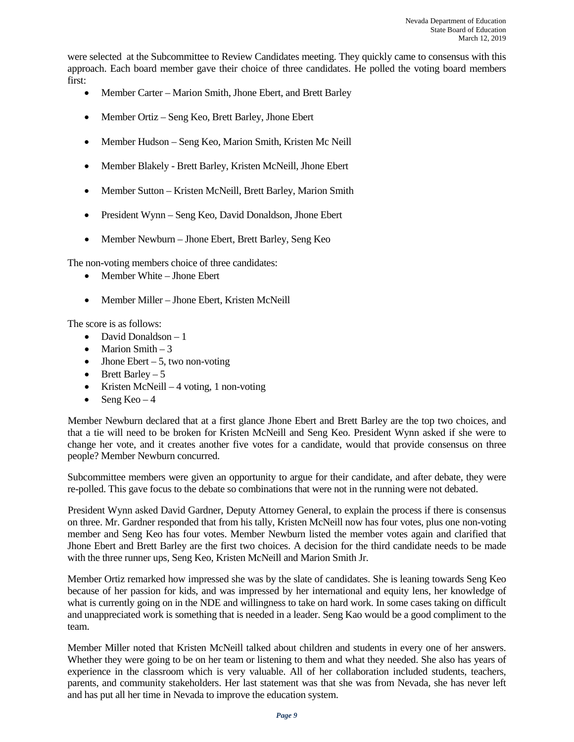were selected at the Subcommittee to Review Candidates meeting. They quickly came to consensus with this approach. Each board member gave their choice of three candidates. He polled the voting board members first:

- Member Carter – Marion Smith, Jhone Ebert, and Brett Barley
- Member Ortiz – Seng Keo, Brett Barley, Jhone Ebert
- Member Hudson – Seng Keo, Marion Smith, Kristen Mc Neill
- Member Blakely - Brett Barley, Kristen McNeill, Jhone Ebert
- Member Sutton – Kristen McNeill, Brett Barley, Marion Smith
- President Wynn – Seng Keo, David Donaldson, Jhone Ebert
- Member Newburn – Jhone Ebert, Brett Barley, Seng Keo

The non-voting members choice of three candidates:

- Member White – Jhone Ebert
- Member Miller – Jhone Ebert, Kristen McNeill

The score is as follows:

- David Donaldson – 1
- Marion Smith – 3
- Jhone Ebert – 5, two non-voting
- Brett Barley – 5
- Kristen McNeill – 4 voting, 1 non-voting
- Seng Keo – 4

Member Newburn declared that at a first glance Jhone Ebert and Brett Barley are the top two choices, and that a tie will need to be broken for Kristen McNeill and Seng Keo. President Wynn asked if she were to change her vote, and it creates another five votes for a candidate, would that provide consensus on three people? Member Newburn concurred.

Subcommittee members were given an opportunity to argue for their candidate, and after debate, they were re-polled. This gave focus to the debate so combinations that were not in the running were not debated.

President Wynn asked David Gardner, Deputy Attorney General, to explain the process if there is consensus on three. Mr. Gardner responded that from his tally, Kristen McNeill now has four votes, plus one non-voting member and Seng Keo has four votes. Member Newburn listed the member votes again and clarified that Jhone Ebert and Brett Barley are the first two choices. A decision for the third candidate needs to be made with the three runner ups, Seng Keo, Kristen McNeill and Marion Smith Jr.

Member Ortiz remarked how impressed she was by the slate of candidates. She is leaning towards Seng Keo because of her passion for kids, and was impressed by her international and equity lens, her knowledge of what is currently going on in the NDE and willingness to take on hard work. In some cases taking on difficult and unappreciated work is something that is needed in a leader. Seng Kao would be a good compliment to the team.

Member Miller noted that Kristen McNeill talked about children and students in every one of her answers. Whether they were going to be on her team or listening to them and what they needed. She also has years of experience in the classroom which is very valuable. All of her collaboration included students, teachers, parents, and community stakeholders. Her last statement was that she was from Nevada, she has never left and has put all her time in Nevada to improve the education system.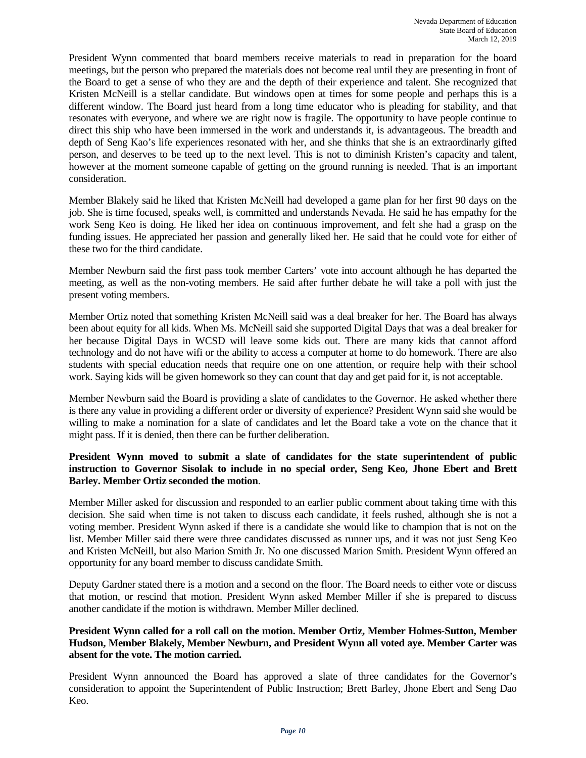President Wynn commented that board members receive materials to read in preparation for the board meetings, but the person who prepared the materials does not become real until they are presenting in front of the Board to get a sense of who they are and the depth of their experience and talent. She recognized that Kristen McNeill is a stellar candidate. But windows open at times for some people and perhaps this is a different window. The Board just heard from a long time educator who is pleading for stability, and that resonates with everyone, and where we are right now is fragile. The opportunity to have people continue to direct this ship who have been immersed in the work and understands it, is advantageous. The breadth and depth of Seng Kao's life experiences resonated with her, and she thinks that she is an extraordinarly gifted person, and deserves to be teed up to the next level. This is not to diminish Kristen's capacity and talent, however at the moment someone capable of getting on the ground running is needed. That is an important consideration.

Member Blakely said he liked that Kristen McNeill had developed a game plan for her first 90 days on the job. She is time focused, speaks well, is committed and understands Nevada. He said he has empathy for the work Seng Keo is doing. He liked her idea on continuous improvement, and felt she had a grasp on the funding issues. He appreciated her passion and generally liked her. He said that he could vote for either of these two for the third candidate.

Member Newburn said the first pass took member Carters' vote into account although he has departed the meeting, as well as the non-voting members. He said after further debate he will take a poll with just the present voting members.

Member Ortiz noted that something Kristen McNeill said was a deal breaker for her. The Board has always been about equity for all kids. When Ms. McNeill said she supported Digital Days that was a deal breaker for her because Digital Days in WCSD will leave some kids out. There are many kids that cannot afford technology and do not have wifi or the ability to access a computer at home to do homework. There are also students with special education needs that require one on one attention, or require help with their school work. Saying kids will be given homework so they can count that day and get paid for it, is not acceptable.

Member Newburn said the Board is providing a slate of candidates to the Governor. He asked whether there is there any value in providing a different order or diversity of experience? President Wynn said she would be willing to make a nomination for a slate of candidates and let the Board take a vote on the chance that it might pass. If it is denied, then there can be further deliberation.

**President Wynn moved to submit a slate of candidates for the state superintendent of public instruction to Governor Sisolak to include in no special order, Seng Keo, Jhone Ebert and Brett Barley. Member Ortiz seconded the motion**.

Member Miller asked for discussion and responded to an earlier public comment about taking time with this decision. She said when time is not taken to discuss each candidate, it feels rushed, although she is not a voting member. President Wynn asked if there is a candidate she would like to champion that is not on the list. Member Miller said there were three candidates discussed as runner ups, and it was not just Seng Keo and Kristen McNeill, but also Marion Smith Jr. No one discussed Marion Smith. President Wynn offered an opportunity for any board member to discuss candidate Smith.

Deputy Gardner stated there is a motion and a second on the floor. The Board needs to either vote or discuss that motion, or rescind that motion. President Wynn asked Member Miller if she is prepared to discuss another candidate if the motion is withdrawn. Member Miller declined.

**President Wynn called for a roll call on the motion. Member Ortiz, Member Holmes-Sutton, Member Hudson, Member Blakely, Member Newburn, and President Wynn all voted aye. Member Carter was absent for the vote. The motion carried.**

President Wynn announced the Board has approved a slate of three candidates for the Governor's consideration to appoint the Superintendent of Public Instruction; Brett Barley, Jhone Ebert and Seng Dao Keo.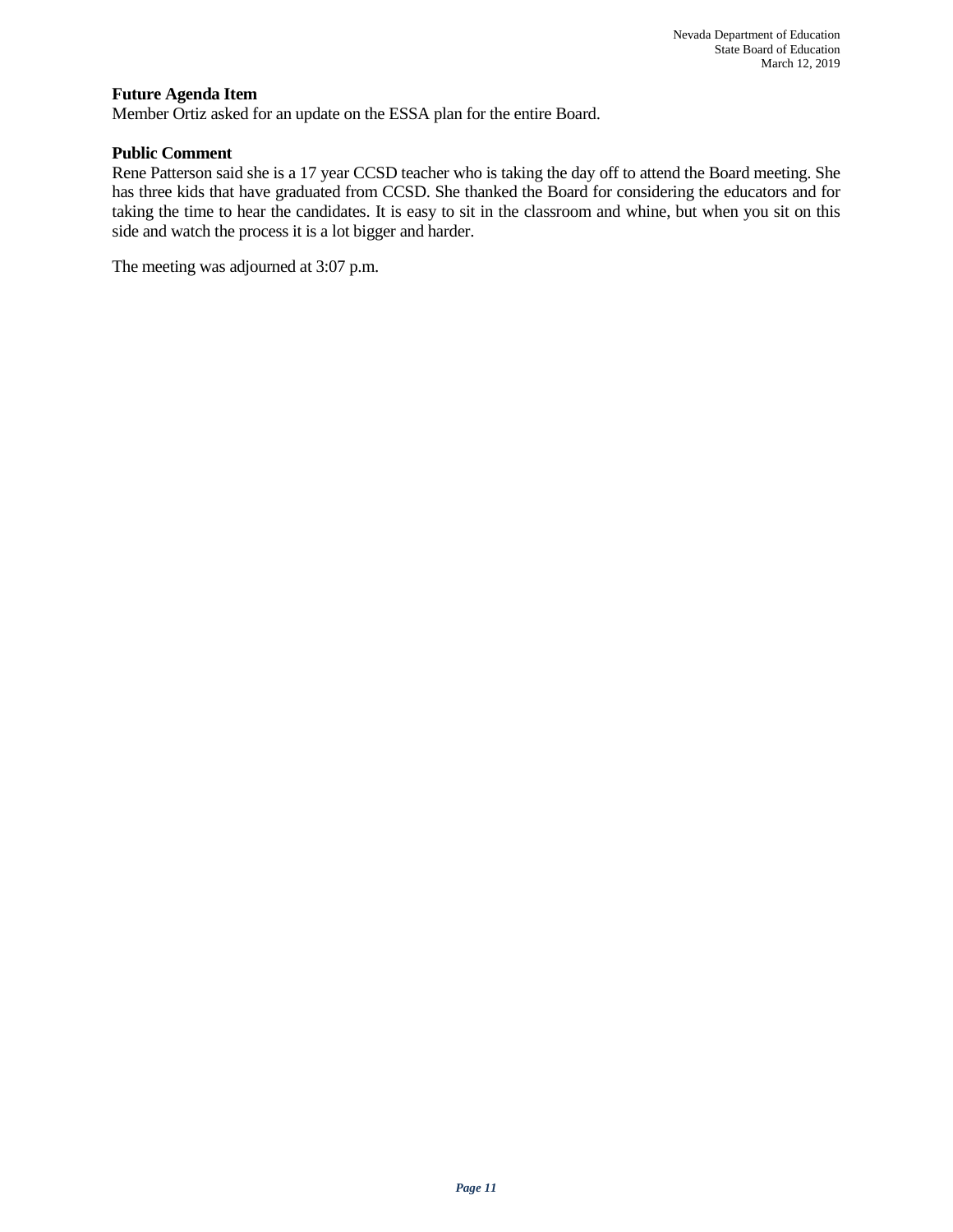**Future Agenda Item**

Member Ortiz asked for an update on the ESSA plan for the entire Board.

**Public Comment**

Rene Patterson said she is a 17 year CCSD teacher who is taking the day off to attend the Board meeting. She has three kids that have graduated from CCSD. She thanked the Board for considering the educators and for taking the time to hear the candidates. It is easy to sit in the classroom and whine, but when you sit on this side and watch the process it is a lot bigger and harder.

The meeting was adjourned at 3:07 p.m.